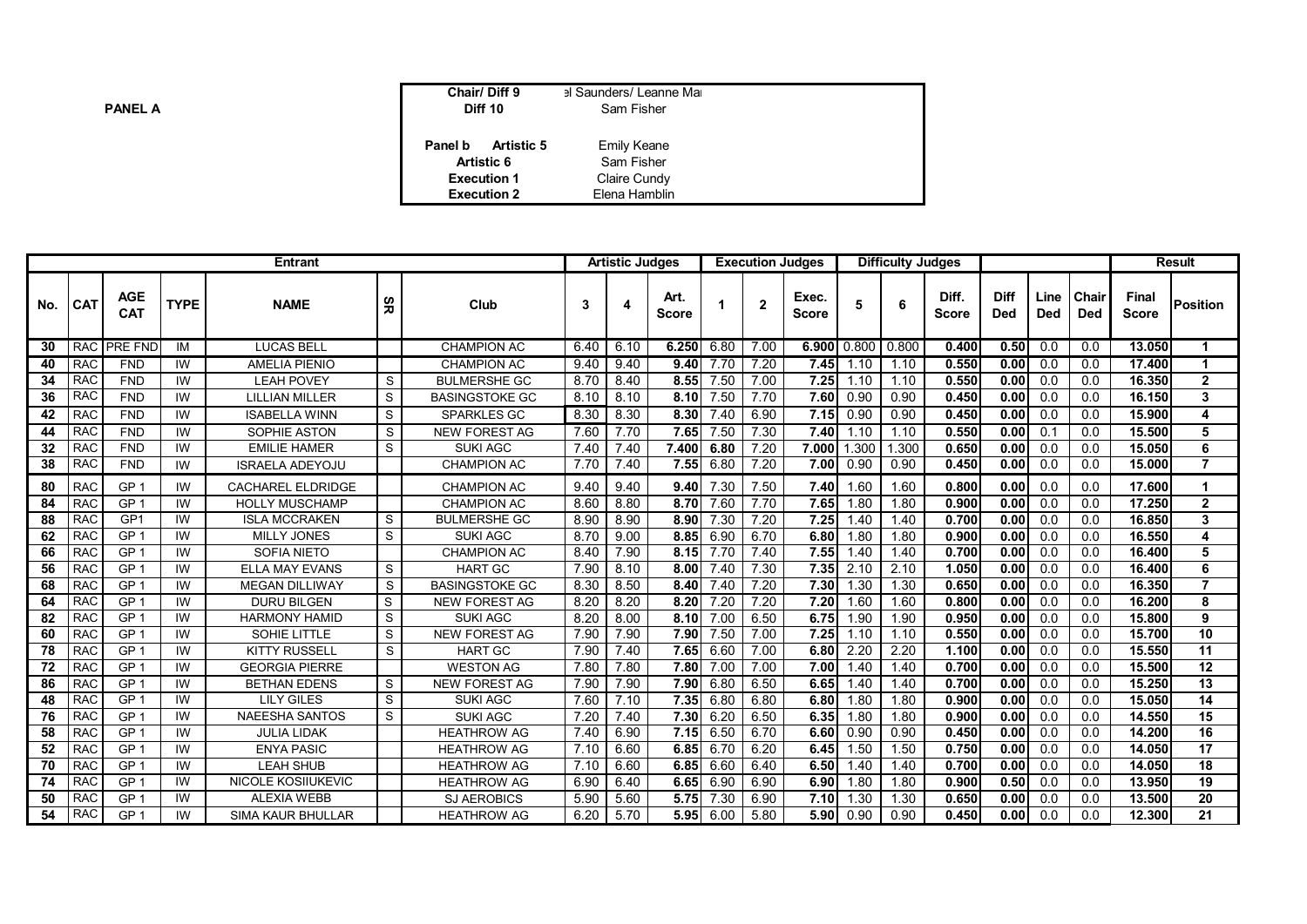**PANEL A**

| | |
|---|---|
| **Chair/ Diff 9** | el Saunders/ Leanne Ma |
| **Diff 10** | Sam Fisher |
| **Panel b Artistic 5** | Emily Keane |
| **Artistic 6** | Sam Fisher |
| **Execution 1** | Claire Cundy |
| **Execution 2** | Elena Hamblin |

| Entrant | | | | | | | Artistic Judges | | | Execution Judges | | | Difficulty Judges | | | | | | Result | |
|---|---|---|---|---|---|---|---|---|---|---|---|---|---|---|---|---|---|---|---|---|
| No. | CAT | AGE CAT | TYPE | NAME | SR | Club | 3 | 4 | Art. Score | 1 | 2 | Exec. Score | 5 | 6 | Diff. Score | Diff Ded | Line Ded | Chair Ded | Final Score | Position |
| 30 | RAC | PRE FND | IM | LUCAS BELL | | CHAMPION AC | 6.40 | 6.10 | **6.250** | 6.80 | 7.00 | **6.900** | 0.800 | 0.800 | **0.400** | **0.50** | 0.0 | 0.0 | **13.050** | **1** |
| 40 | RAC | FND | IW | AMELIA PIENIO | | CHAMPION AC | 9.40 | 9.40 | **9.40** | 7.70 | 7.20 | **7.45** | 1.10 | 1.10 | **0.550** | **0.00** | 0.0 | 0.0 | **17.400** | **1** |
| 34 | RAC | FND | IW | LEAH POVEY | S | BULMERSHE GC | 8.70 | 8.40 | **8.55** | 7.50 | 7.00 | **7.25** | 1.10 | 1.10 | **0.550** | **0.00** | 0.0 | 0.0 | **16.350** | **2** |
| 36 | RAC | FND | IW | LILLIAN MILLER | S | BASINGSTOKE GC | 8.10 | 8.10 | **8.10** | 7.50 | 7.70 | **7.60** | 0.90 | 0.90 | **0.450** | **0.00** | 0.0 | 0.0 | **16.150** | **3** |
| 42 | RAC | FND | IW | ISABELLA WINN | S | SPARKLES GC | 8.30 | 8.30 | **8.30** | 7.40 | 6.90 | **7.15** | 0.90 | 0.90 | **0.450** | **0.00** | 0.0 | 0.0 | **15.900** | **4** |
| 44 | RAC | FND | IW | SOPHIE ASTON | S | NEW FOREST AG | 7.60 | 7.70 | **7.65** | 7.50 | 7.30 | **7.40** | 1.10 | 1.10 | **0.550** | **0.00** | 0.1 | 0.0 | **15.500** | **5** |
| 32 | RAC | FND | IW | EMILIE HAMER | S | SUKI AGC | 7.40 | 7.40 | **7.400** | **6.80** | 7.20 | **7.000** | 1.300 | 1.300 | **0.650** | **0.00** | 0.0 | 0.0 | **15.050** | **6** |
| 38 | RAC | FND | IW | ISRAELA ADEYOJU | | CHAMPION AC | 7.70 | 7.40 | **7.55** | 6.80 | 7.20 | **7.00** | 0.90 | 0.90 | **0.450** | **0.00** | 0.0 | 0.0 | **15.000** | **7** |
| 80 | RAC | GP 1 | IW | CACHAREL ELDRIDGE | | CHAMPION AC | 9.40 | 9.40 | **9.40** | 7.30 | 7.50 | **7.40** | 1.60 | 1.60 | **0.800** | **0.00** | 0.0 | 0.0 | **17.600** | **1** |
| 84 | RAC | GP 1 | IW | HOLLY MUSCHAMP | | CHAMPION AC | 8.60 | 8.80 | **8.70** | 7.60 | 7.70 | **7.65** | 1.80 | 1.80 | **0.900** | **0.00** | 0.0 | 0.0 | **17.250** | **2** |
| 88 | RAC | GP1 | IW | ISLA MCCRAKEN | S | BULMERSHE GC | 8.90 | 8.90 | **8.90** | 7.30 | 7.20 | **7.25** | 1.40 | 1.40 | **0.700** | **0.00** | 0.0 | 0.0 | **16.850** | **3** |
| 62 | RAC | GP 1 | IW | MILLY JONES | S | SUKI AGC | 8.70 | 9.00 | **8.85** | 6.90 | 6.70 | **6.80** | 1.80 | 1.80 | **0.900** | **0.00** | 0.0 | 0.0 | **16.550** | **4** |
| 66 | RAC | GP 1 | IW | SOFIA NIETO | | CHAMPION AC | 8.40 | 7.90 | **8.15** | 7.70 | 7.40 | **7.55** | 1.40 | 1.40 | **0.700** | **0.00** | 0.0 | 0.0 | **16.400** | **5** |
| 56 | RAC | GP 1 | IW | ELLA MAY EVANS | S | HART GC | 7.90 | 8.10 | **8.00** | 7.40 | 7.30 | **7.35** | 2.10 | 2.10 | **1.050** | **0.00** | 0.0 | 0.0 | **16.400** | **6** |
| 68 | RAC | GP 1 | IW | MEGAN DILLIWAY | S | BASINGSTOKE GC | 8.30 | 8.50 | **8.40** | 7.40 | 7.20 | **7.30** | 1.30 | 1.30 | **0.650** | **0.00** | 0.0 | 0.0 | **16.350** | **7** |
| 64 | RAC | GP 1 | IW | DURU BILGEN | S | NEW FOREST AG | 8.20 | 8.20 | **8.20** | 7.20 | 7.20 | **7.20** | 1.60 | 1.60 | **0.800** | **0.00** | 0.0 | 0.0 | **16.200** | **8** |
| 82 | RAC | GP 1 | IW | HARMONY HAMID | S | SUKI AGC | 8.20 | 8.00 | **8.10** | 7.00 | 6.50 | **6.75** | 1.90 | 1.90 | **0.950** | **0.00** | 0.0 | 0.0 | **15.800** | **9** |
| 60 | RAC | GP 1 | IW | SOHIE LITTLE | S | NEW FOREST AG | 7.90 | 7.90 | **7.90** | 7.50 | 7.00 | **7.25** | 1.10 | 1.10 | **0.550** | **0.00** | 0.0 | 0.0 | **15.700** | **10** |
| 78 | RAC | GP 1 | IW | KITTY RUSSELL | S | HART GC | 7.90 | 7.40 | **7.65** | 6.60 | 7.00 | **6.80** | 2.20 | 2.20 | **1.100** | **0.00** | 0.0 | 0.0 | **15.550** | **11** |
| 72 | RAC | GP 1 | IW | GEORGIA PIERRE | | WESTON AG | 7.80 | 7.80 | **7.80** | 7.00 | 7.00 | **7.00** | 1.40 | 1.40 | **0.700** | **0.00** | 0.0 | 0.0 | **15.500** | **12** |
| 86 | RAC | GP 1 | IW | BETHAN EDENS | S | NEW FOREST AG | 7.90 | 7.90 | **7.90** | 6.80 | 6.50 | **6.65** | 1.40 | 1.40 | **0.700** | **0.00** | 0.0 | 0.0 | **15.250** | **13** |
| 48 | RAC | GP 1 | IW | LILY GILES | S | SUKI AGC | 7.60 | 7.10 | **7.35** | 6.80 | 6.80 | **6.80** | 1.80 | 1.80 | **0.900** | **0.00** | 0.0 | 0.0 | **15.050** | **14** |
| 76 | RAC | GP 1 | IW | NAEESHA SANTOS | S | SUKI AGC | 7.20 | 7.40 | **7.30** | 6.20 | 6.50 | **6.35** | 1.80 | 1.80 | **0.900** | **0.00** | 0.0 | 0.0 | **14.550** | **15** |
| 58 | RAC | GP 1 | IW | JULIA LIDAK | | HEATHROW AG | 7.40 | 6.90 | **7.15** | 6.50 | 6.70 | **6.60** | 0.90 | 0.90 | **0.450** | **0.00** | 0.0 | 0.0 | **14.200** | **16** |
| 52 | RAC | GP 1 | IW | ENYA PASIC | | HEATHROW AG | 7.10 | 6.60 | **6.85** | 6.70 | 6.20 | **6.45** | 1.50 | 1.50 | **0.750** | **0.00** | 0.0 | 0.0 | **14.050** | **17** |
| 70 | RAC | GP 1 | IW | LEAH SHUB | | HEATHROW AG | 7.10 | 6.60 | **6.85** | 6.60 | 6.40 | **6.50** | 1.40 | 1.40 | **0.700** | **0.00** | 0.0 | 0.0 | **14.050** | **18** |
| 74 | RAC | GP 1 | IW | NICOLE KOSIIUKEVIC | | HEATHROW AG | 6.90 | 6.40 | **6.65** | 6.90 | 6.90 | **6.90** | 1.80 | 1.80 | **0.900** | **0.50** | 0.0 | 0.0 | **13.950** | **19** |
| 50 | RAC | GP 1 | IW | ALEXIA WEBB | | SJ AEROBICS | 5.90 | 5.60 | **5.75** | 7.30 | 6.90 | **7.10** | 1.30 | 1.30 | **0.650** | **0.00** | 0.0 | 0.0 | **13.500** | **20** |
| 54 | RAC | GP 1 | IW | SIMA KAUR BHULLAR | | HEATHROW AG | 6.20 | 5.70 | **5.95** | 6.00 | 5.80 | **5.90** | 0.90 | 0.90 | **0.450** | **0.00** | 0.0 | 0.0 | **12.300** | **21** |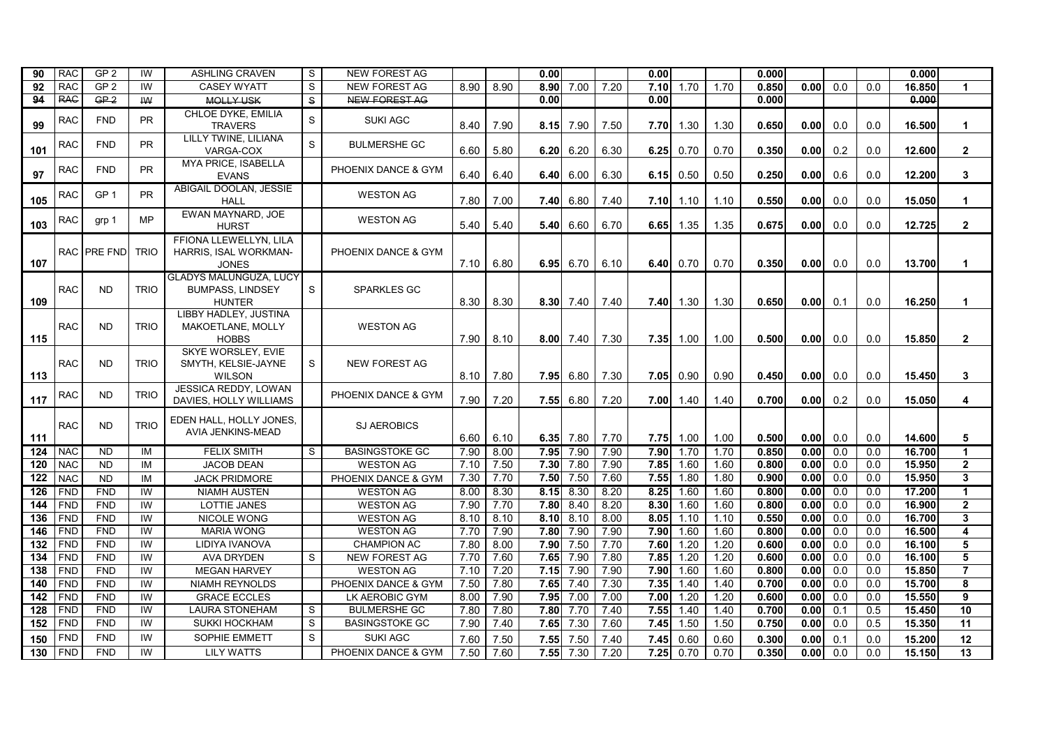| | | | | | | | | | | | | | | | | | | | | | |
|---|---|---|---|---|---|---|---|---|---|---|---|---|---|---|---|---|---|---|---|---|---|
| 90 | RAC | GP 2 | IW | ASHLING CRAVEN | S | NEW FOREST AG | | | 0.00 | | | 0.00 | | | 0.000 | | | | 0.000 | |
| 92 | RAC | GP 2 | IW | CASEY WYATT | S | NEW FOREST AG | 8.90 | 8.90 | 8.90 | 7.00 | 7.20 | 7.10 | 1.70 | 1.70 | 0.850 | 0.00 | 0.0 | 0.0 | 16.850 | 1 |
| ~~94~~ | ~~RAC~~ | ~~GP 2~~ | ~~IW~~ | ~~MOLLY USK~~ | ~~S~~ | ~~NEW FOREST AG~~ | | | 0.00 | | | 0.00 | | | 0.000 | | | | ~~0.000~~ | |
| 99 | RAC | FND | PR | CHLOE DYKE, EMILIA TRAVERS | S | SUKI AGC | 8.40 | 7.90 | 8.15 | 7.90 | 7.50 | 7.70 | 1.30 | 1.30 | 0.650 | 0.00 | 0.0 | 0.0 | 16.500 | 1 |
| 101 | RAC | FND | PR | LILLY TWINE, LILIANA VARGA-COX | S | BULMERSHE GC | 6.60 | 5.80 | 6.20 | 6.20 | 6.30 | 6.25 | 0.70 | 0.70 | 0.350 | 0.00 | 0.2 | 0.0 | 12.600 | 2 |
| 97 | RAC | FND | PR | MYA PRICE, ISABELLA EVANS | | PHOENIX DANCE & GYM | 6.40 | 6.40 | 6.40 | 6.00 | 6.30 | 6.15 | 0.50 | 0.50 | 0.250 | 0.00 | 0.6 | 0.0 | 12.200 | 3 |
| 105 | RAC | GP 1 | PR | ABIGAIL DOOLAN, JESSIE HALL | | WESTON AG | 7.80 | 7.00 | 7.40 | 6.80 | 7.40 | 7.10 | 1.10 | 1.10 | 0.550 | 0.00 | 0.0 | 0.0 | 15.050 | 1 |
| 103 | RAC | grp 1 | MP | EWAN MAYNARD, JOE HURST | | WESTON AG | 5.40 | 5.40 | 5.40 | 6.60 | 6.70 | 6.65 | 1.35 | 1.35 | 0.675 | 0.00 | 0.0 | 0.0 | 12.725 | 2 |
| 107 | RAC | PRE FND | TRIO | FFIONA LLEWELLYN, LILA HARRIS, ISAL WORKMAN-JONES | | PHOENIX DANCE & GYM | 7.10 | 6.80 | 6.95 | 6.70 | 6.10 | 6.40 | 0.70 | 0.70 | 0.350 | 0.00 | 0.0 | 0.0 | 13.700 | 1 |
| 109 | RAC | ND | TRIO | GLADYS MALUNGUZA, LUCY BUMPASS, LINDSEY HUNTER | S | SPARKLES GC | 8.30 | 8.30 | 8.30 | 7.40 | 7.40 | 7.40 | 1.30 | 1.30 | 0.650 | 0.00 | 0.1 | 0.0 | 16.250 | 1 |
| 115 | RAC | ND | TRIO | LIBBY HADLEY, JUSTINA MAKOETLANE, MOLLY HOBBS | | WESTON AG | 7.90 | 8.10 | 8.00 | 7.40 | 7.30 | 7.35 | 1.00 | 1.00 | 0.500 | 0.00 | 0.0 | 0.0 | 15.850 | 2 |
| 113 | RAC | ND | TRIO | SKYE WORSLEY, EVIE SMYTH, KELSIE-JAYNE WILSON | S | NEW FOREST AG | 8.10 | 7.80 | 7.95 | 6.80 | 7.30 | 7.05 | 0.90 | 0.90 | 0.450 | 0.00 | 0.0 | 0.0 | 15.450 | 3 |
| 117 | RAC | ND | TRIO | JESSICA REDDY, LOWAN DAVIES, HOLLY WILLIAMS | | PHOENIX DANCE & GYM | 7.90 | 7.20 | 7.55 | 6.80 | 7.20 | 7.00 | 1.40 | 1.40 | 0.700 | 0.00 | 0.2 | 0.0 | 15.050 | 4 |
| 111 | RAC | ND | TRIO | EDEN HALL, HOLLY JONES, AVIA JENKINS-MEAD | | SJ AEROBICS | 6.60 | 6.10 | 6.35 | 7.80 | 7.70 | 7.75 | 1.00 | 1.00 | 0.500 | 0.00 | 0.0 | 0.0 | 14.600 | 5 |
| 124 | NAC | ND | IM | FELIX SMITH | S | BASINGSTOKE GC | 7.90 | 8.00 | 7.95 | 7.90 | 7.90 | 7.90 | 1.70 | 1.70 | 0.850 | 0.00 | 0.0 | 0.0 | 16.700 | 1 |
| 120 | NAC | ND | IM | JACOB DEAN | | WESTON AG | 7.10 | 7.50 | 7.30 | 7.80 | 7.90 | 7.85 | 1.60 | 1.60 | 0.800 | 0.00 | 0.0 | 0.0 | 15.950 | 2 |
| 122 | NAC | ND | IM | JACK PRIDMORE | | PHOENIX DANCE & GYM | 7.30 | 7.70 | 7.50 | 7.50 | 7.60 | 7.55 | 1.80 | 1.80 | 0.900 | 0.00 | 0.0 | 0.0 | 15.950 | 3 |
| 126 | FND | FND | IW | NIAMH AUSTEN | | WESTON AG | 8.00 | 8.30 | 8.15 | 8.30 | 8.20 | 8.25 | 1.60 | 1.60 | 0.800 | 0.00 | 0.0 | 0.0 | 17.200 | 1 |
| 144 | FND | FND | IW | LOTTIE JANES | | WESTON AG | 7.90 | 7.70 | 7.80 | 8.40 | 8.20 | 8.30 | 1.60 | 1.60 | 0.800 | 0.00 | 0.0 | 0.0 | 16.900 | 2 |
| 136 | FND | FND | IW | NICOLE WONG | | WESTON AG | 8.10 | 8.10 | 8.10 | 8.10 | 8.00 | 8.05 | 1.10 | 1.10 | 0.550 | 0.00 | 0.0 | 0.0 | 16.700 | 3 |
| 146 | FND | FND | IW | MARIA WONG | | WESTON AG | 7.70 | 7.90 | 7.80 | 7.90 | 7.90 | 7.90 | 1.60 | 1.60 | 0.800 | 0.00 | 0.0 | 0.0 | 16.500 | 4 |
| 132 | FND | FND | IW | LIDIYA IVANOVA | | CHAMPION AC | 7.80 | 8.00 | 7.90 | 7.50 | 7.70 | 7.60 | 1.20 | 1.20 | 0.600 | 0.00 | 0.0 | 0.0 | 16.100 | 5 |
| 134 | FND | FND | IW | AVA DRYDEN | S | NEW FOREST AG | 7.70 | 7.60 | 7.65 | 7.90 | 7.80 | 7.85 | 1.20 | 1.20 | 0.600 | 0.00 | 0.0 | 0.0 | 16.100 | 5 |
| 138 | FND | FND | IW | MEGAN HARVEY | | WESTON AG | 7.10 | 7.20 | 7.15 | 7.90 | 7.90 | 7.90 | 1.60 | 1.60 | 0.800 | 0.00 | 0.0 | 0.0 | 15.850 | 7 |
| 140 | FND | FND | IW | NIAMH REYNOLDS | | PHOENIX DANCE & GYM | 7.50 | 7.80 | 7.65 | 7.40 | 7.30 | 7.35 | 1.40 | 1.40 | 0.700 | 0.00 | 0.0 | 0.0 | 15.700 | 8 |
| 142 | FND | FND | IW | GRACE ECCLES | | LK AEROBIC GYM | 8.00 | 7.90 | 7.95 | 7.00 | 7.00 | 7.00 | 1.20 | 1.20 | 0.600 | 0.00 | 0.0 | 0.0 | 15.550 | 9 |
| 128 | FND | FND | IW | LAURA STONEHAM | S | BULMERSHE GC | 7.80 | 7.80 | 7.80 | 7.70 | 7.40 | 7.55 | 1.40 | 1.40 | 0.700 | 0.00 | 0.1 | 0.5 | 15.450 | 10 |
| 152 | FND | FND | IW | SUKKI HOCKHAM | S | BASINGSTOKE GC | 7.90 | 7.40 | 7.65 | 7.30 | 7.60 | 7.45 | 1.50 | 1.50 | 0.750 | 0.00 | 0.0 | 0.5 | 15.350 | 11 |
| 150 | FND | FND | IW | SOPHIE EMMETT | S | SUKI AGC | 7.60 | 7.50 | 7.55 | 7.50 | 7.40 | 7.45 | 0.60 | 0.60 | 0.300 | 0.00 | 0.1 | 0.0 | 15.200 | 12 |
| 130 | FND | FND | IW | LILY WATTS | | PHOENIX DANCE & GYM | 7.50 | 7.60 | 7.55 | 7.30 | 7.20 | 7.25 | 0.70 | 0.70 | 0.350 | 0.00 | 0.0 | 0.0 | 15.150 | 13 |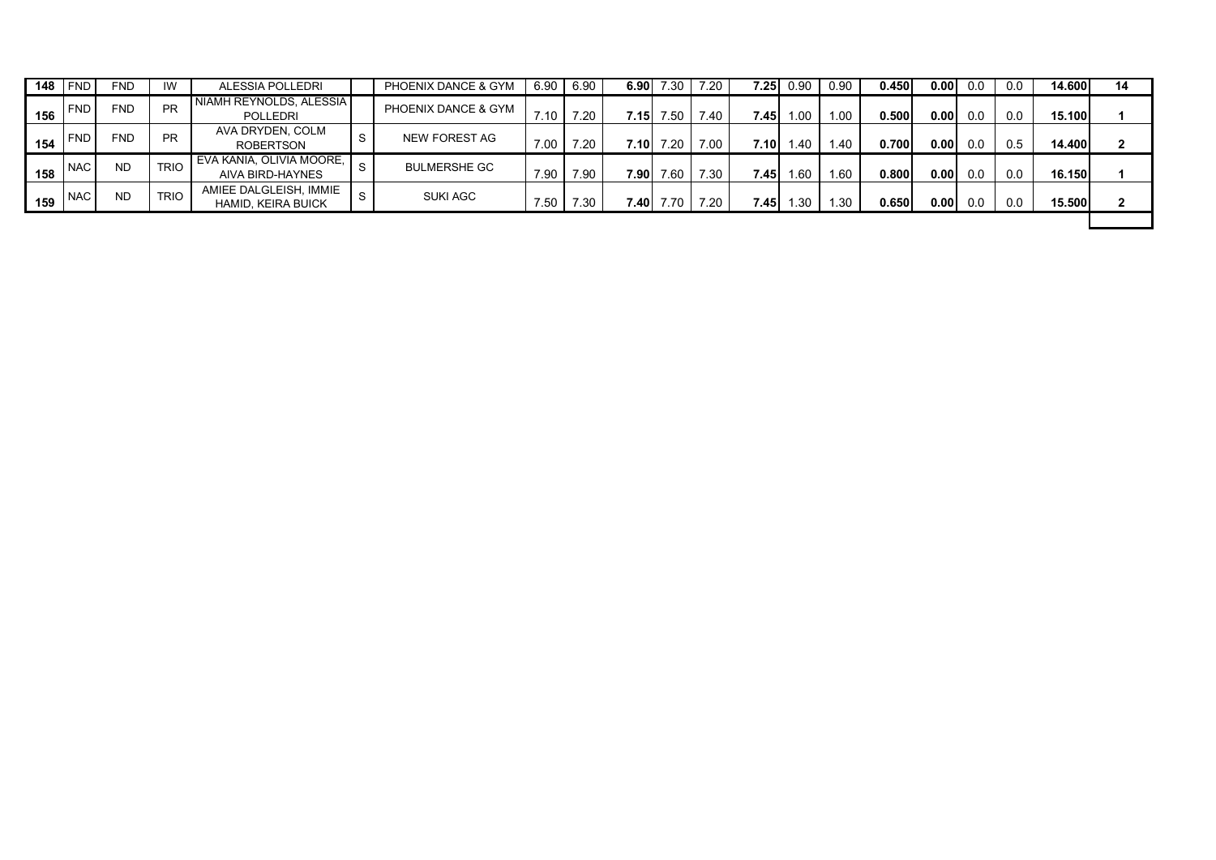| | | | | | | | | | | | | | | | | | | | | | |
|---|---|---|---|---|---|---|---|---|---|---|---|---|---|---|---|---|---|---|---|---|---|
| 148 | FND | FND | IW | ALESSIA POLLEDRI | | PHOENIX DANCE & GYM | 6.90 | 6.90 | 6.90 | 7.30 | 7.20 | 7.25 | 0.90 | 0.90 | 0.450 | 0.00 | 0.0 | 0.0 | 14.600 | 14 |
| 156 | FND | FND | PR | NIAMH REYNOLDS, ALESSIA POLLEDRI | | PHOENIX DANCE & GYM | 7.10 | 7.20 | 7.15 | 7.50 | 7.40 | 7.45 | 1.00 | 1.00 | 0.500 | 0.00 | 0.0 | 0.0 | 15.100 | 1 |
| 154 | FND | FND | PR | AVA DRYDEN, COLM ROBERTSON | S | NEW FOREST AG | 7.00 | 7.20 | 7.10 | 7.20 | 7.00 | 7.10 | 1.40 | 1.40 | 0.700 | 0.00 | 0.0 | 0.5 | 14.400 | 2 |
| 158 | NAC | ND | TRIO | EVA KANIA, OLIVIA MOORE, AIVA BIRD-HAYNES | S | BULMERSHE GC | 7.90 | 7.90 | 7.90 | 7.60 | 7.30 | 7.45 | 1.60 | 1.60 | 0.800 | 0.00 | 0.0 | 0.0 | 16.150 | 1 |
| 159 | NAC | ND | TRIO | AMIEE DALGLEISH, IMMIE HAMID, KEIRA BUICK | S | SUKI AGC | 7.50 | 7.30 | 7.40 | 7.70 | 7.20 | 7.45 | 1.30 | 1.30 | 0.650 | 0.00 | 0.0 | 0.0 | 15.500 | 2 |